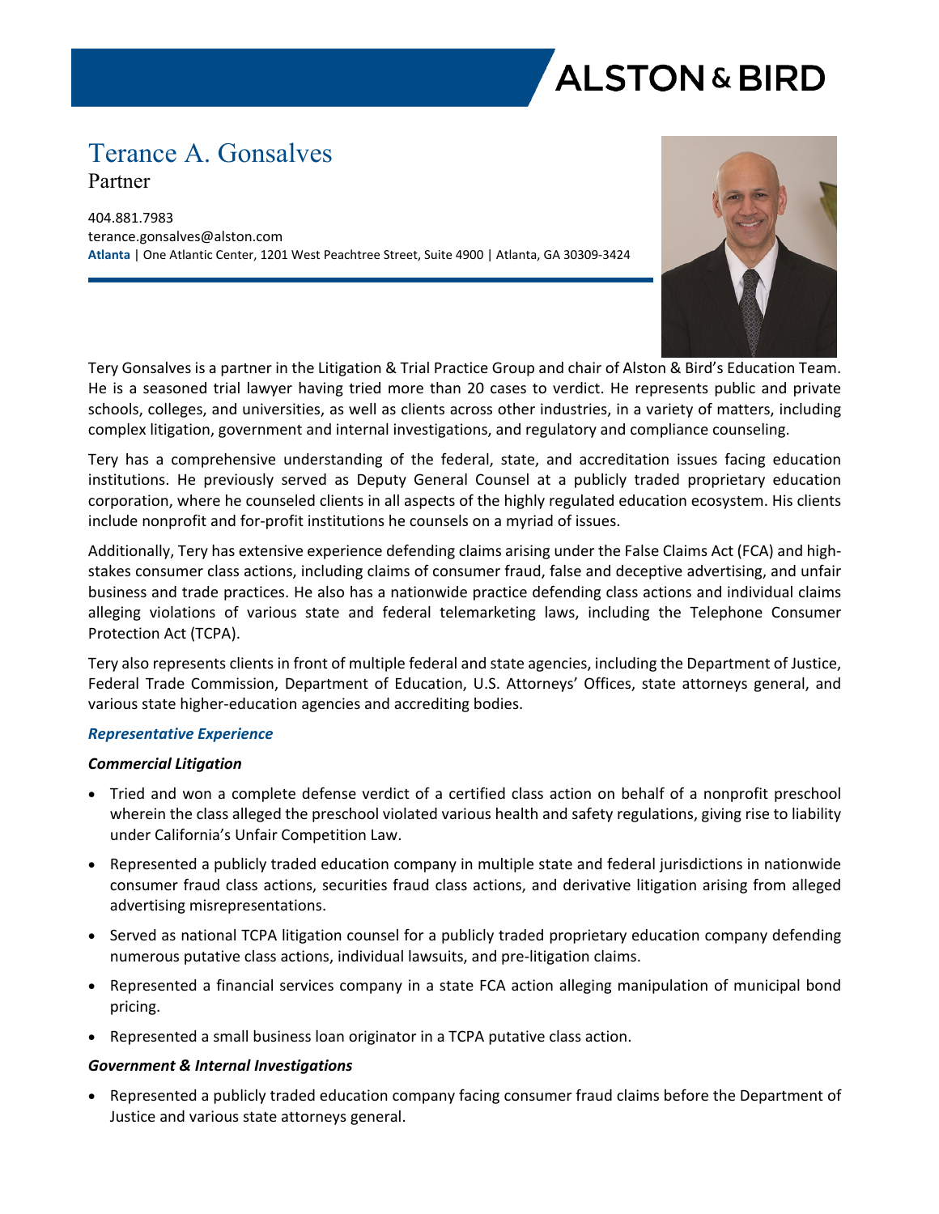# Terance A. Gonsalves

Partner

404.881.7983
terance.gonsalves@alston.com
**Atlanta** | One Atlantic Center, 1201 West Peachtree Street, Suite 4900 | Atlanta, GA 30309-3424

Tery Gonsalves is a partner in the Litigation & Trial Practice Group and chair of Alston & Bird's Education Team. He is a seasoned trial lawyer having tried more than 20 cases to verdict. He represents public and private schools, colleges, and universities, as well as clients across other industries, in a variety of matters, including complex litigation, government and internal investigations, and regulatory and compliance counseling.

Tery has a comprehensive understanding of the federal, state, and accreditation issues facing education institutions. He previously served as Deputy General Counsel at a publicly traded proprietary education corporation, where he counseled clients in all aspects of the highly regulated education ecosystem. His clients include nonprofit and for-profit institutions he counsels on a myriad of issues.

Additionally, Tery has extensive experience defending claims arising under the False Claims Act (FCA) and high-stakes consumer class actions, including claims of consumer fraud, false and deceptive advertising, and unfair business and trade practices. He also has a nationwide practice defending class actions and individual claims alleging violations of various state and federal telemarketing laws, including the Telephone Consumer Protection Act (TCPA).

Tery also represents clients in front of multiple federal and state agencies, including the Department of Justice, Federal Trade Commission, Department of Education, U.S. Attorneys' Offices, state attorneys general, and various state higher-education agencies and accrediting bodies.

## *Representative Experience*

### *Commercial Litigation*

- Tried and won a complete defense verdict of a certified class action on behalf of a nonprofit preschool wherein the class alleged the preschool violated various health and safety regulations, giving rise to liability under California's Unfair Competition Law.
- Represented a publicly traded education company in multiple state and federal jurisdictions in nationwide consumer fraud class actions, securities fraud class actions, and derivative litigation arising from alleged advertising misrepresentations.
- Served as national TCPA litigation counsel for a publicly traded proprietary education company defending numerous putative class actions, individual lawsuits, and pre-litigation claims.
- Represented a financial services company in a state FCA action alleging manipulation of municipal bond pricing.
- Represented a small business loan originator in a TCPA putative class action.

### *Government & Internal Investigations*

- Represented a publicly traded education company facing consumer fraud claims before the Department of Justice and various state attorneys general.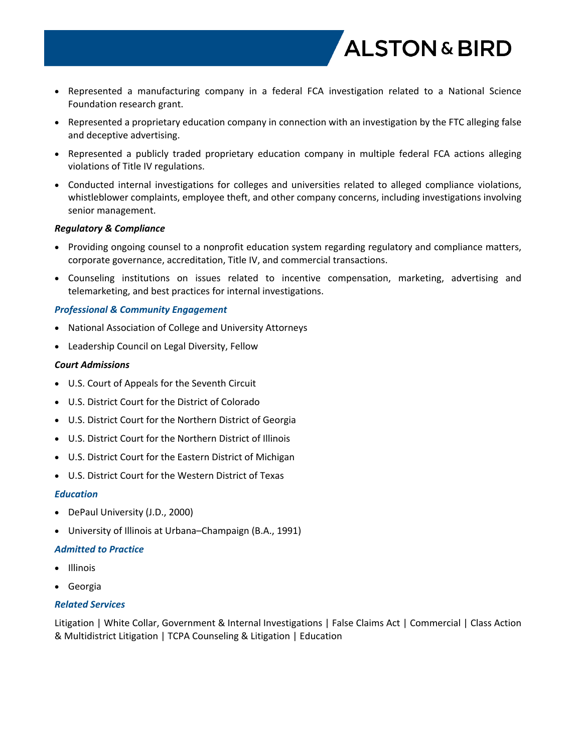- Represented a manufacturing company in a federal FCA investigation related to a National Science Foundation research grant.
- Represented a proprietary education company in connection with an investigation by the FTC alleging false and deceptive advertising.
- Represented a publicly traded proprietary education company in multiple federal FCA actions alleging violations of Title IV regulations.
- Conducted internal investigations for colleges and universities related to alleged compliance violations, whistleblower complaints, employee theft, and other company concerns, including investigations involving senior management.

***Regulatory & Compliance***

- Providing ongoing counsel to a nonprofit education system regarding regulatory and compliance matters, corporate governance, accreditation, Title IV, and commercial transactions.
- Counseling institutions on issues related to incentive compensation, marketing, advertising and telemarketing, and best practices for internal investigations.

***Professional & Community Engagement***

- National Association of College and University Attorneys
- Leadership Council on Legal Diversity, Fellow

***Court Admissions***

- U.S. Court of Appeals for the Seventh Circuit
- U.S. District Court for the District of Colorado
- U.S. District Court for the Northern District of Georgia
- U.S. District Court for the Northern District of Illinois
- U.S. District Court for the Eastern District of Michigan
- U.S. District Court for the Western District of Texas

***Education***

- DePaul University (J.D., 2000)
- University of Illinois at Urbana–Champaign (B.A., 1991)

***Admitted to Practice***

- Illinois
- Georgia

***Related Services***

Litigation | White Collar, Government & Internal Investigations | False Claims Act | Commercial | Class Action & Multidistrict Litigation | TCPA Counseling & Litigation | Education